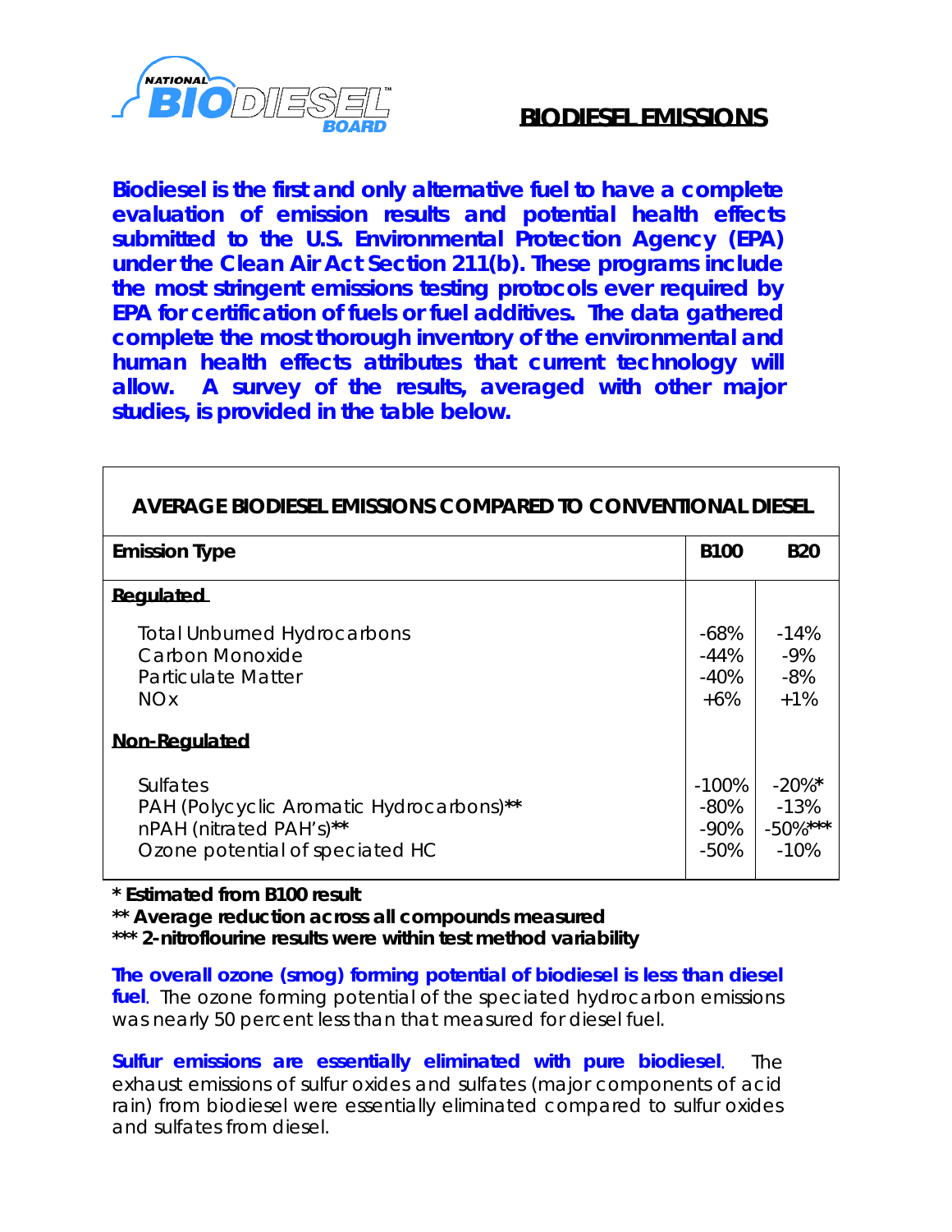# BIODIESEL EMISSIONS

**Biodiesel is the first and only alternative fuel to have a complete evaluation of emission results and potential health effects submitted to the U.S. Environmental Protection Agency (EPA) under the Clean Air Act Section 211(b). These programs include the most stringent emissions testing protocols ever required by EPA for certification of fuels or fuel additives. The data gathered complete the most thorough inventory of the environmental and human health effects attributes that current technology will allow. A survey of the results, averaged with other major studies, is provided in the table below.**

| AVERAGE BIODIESEL EMISSIONS COMPARED TO CONVENTIONAL DIESEL | | |
|---|---|---|
| **Emission Type** | **B100** | **B20** |
| **Regulated** | | |
| Total Unburned Hydrocarbons | -68% | -14% |
| Carbon Monoxide | -44% | -9% |
| Particulate Matter | -40% | -8% |
| NOx | +6% | +1% |
| **Non-Regulated** | | |
| Sulfates | -100% | -20%* |
| PAH (Polycyclic Aromatic Hydrocarbons)** | -80% | -13% |
| nPAH (nitrated PAH's)** | -90% | -50%*** |
| Ozone potential of speciated HC | -50% | -10% |

**\* Estimated from B100 result**
**\*\* Average reduction across all compounds measured**
**\*\*\* 2-nitroflourine results were within test method variability**

**The overall ozone (smog) forming potential of biodiesel is less than diesel fuel**. The ozone forming potential of the speciated hydrocarbon emissions was nearly 50 percent less than that measured for diesel fuel.

**Sulfur emissions are essentially eliminated with pure biodiesel**. The exhaust emissions of sulfur oxides and sulfates (major components of acid rain) from biodiesel were essentially eliminated compared to sulfur oxides and sulfates from diesel.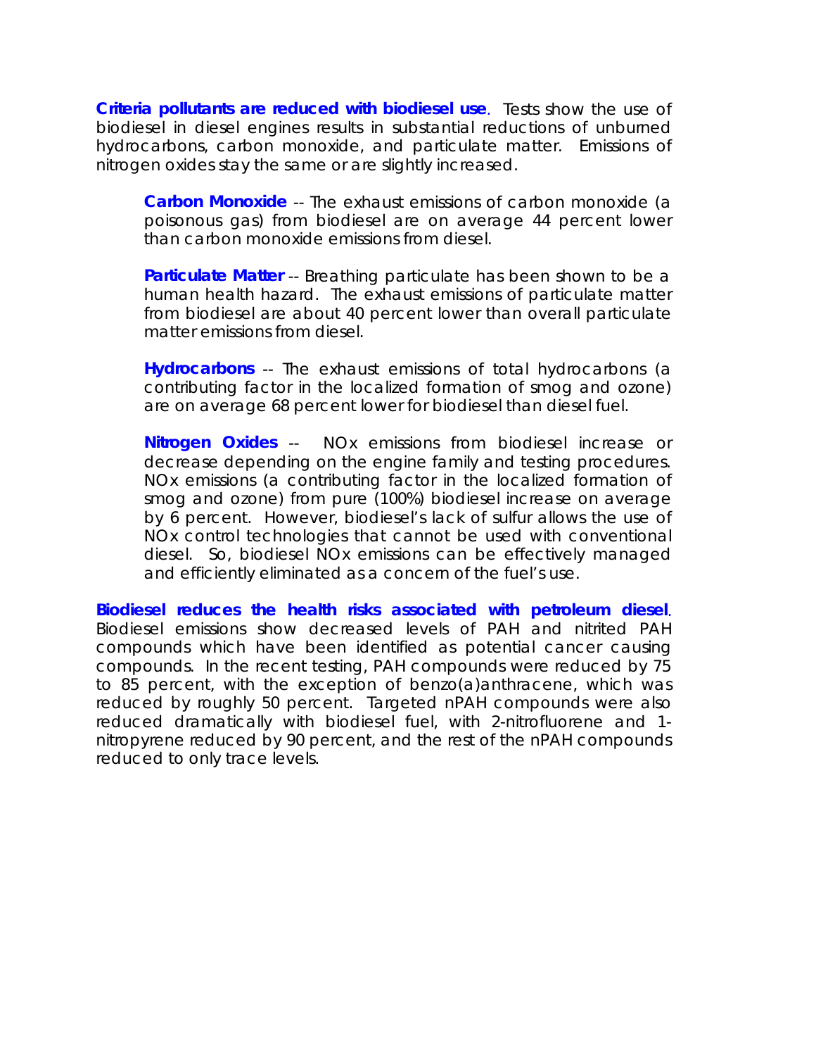**Criteria pollutants are reduced with biodiesel use**. Tests show the use of biodiesel in diesel engines results in substantial reductions of unburned hydrocarbons, carbon monoxide, and particulate matter. Emissions of nitrogen oxides stay the same or are slightly increased.

> **Carbon Monoxide** -- The exhaust emissions of carbon monoxide (a poisonous gas) from biodiesel are on average 44 percent lower than carbon monoxide emissions from diesel.
>
> **Particulate Matter** -- Breathing particulate has been shown to be a human health hazard. The exhaust emissions of particulate matter from biodiesel are about 40 percent lower than overall particulate matter emissions from diesel.
>
> **Hydrocarbons** -- The exhaust emissions of total hydrocarbons (a contributing factor in the localized formation of smog and ozone) are on average 68 percent lower for biodiesel than diesel fuel.
>
> **Nitrogen Oxides** -- NOx emissions from biodiesel increase or decrease depending on the engine family and testing procedures. NOx emissions (a contributing factor in the localized formation of smog and ozone) from pure (100%) biodiesel increase on average by 6 percent. However, biodiesel's lack of sulfur allows the use of NOx control technologies that cannot be used with conventional diesel. So, biodiesel NOx emissions can be effectively managed and efficiently eliminated as a concern of the fuel's use.

**Biodiesel reduces the health risks associated with petroleum diesel**. Biodiesel emissions show decreased levels of PAH and nitrited PAH compounds which have been identified as potential cancer causing compounds. In the recent testing, PAH compounds were reduced by 75 to 85 percent, with the exception of benzo(a)anthracene, which was reduced by roughly 50 percent. Targeted nPAH compounds were also reduced dramatically with biodiesel fuel, with 2-nitrofluorene and 1-nitropyrene reduced by 90 percent, and the rest of the nPAH compounds reduced to only trace levels.